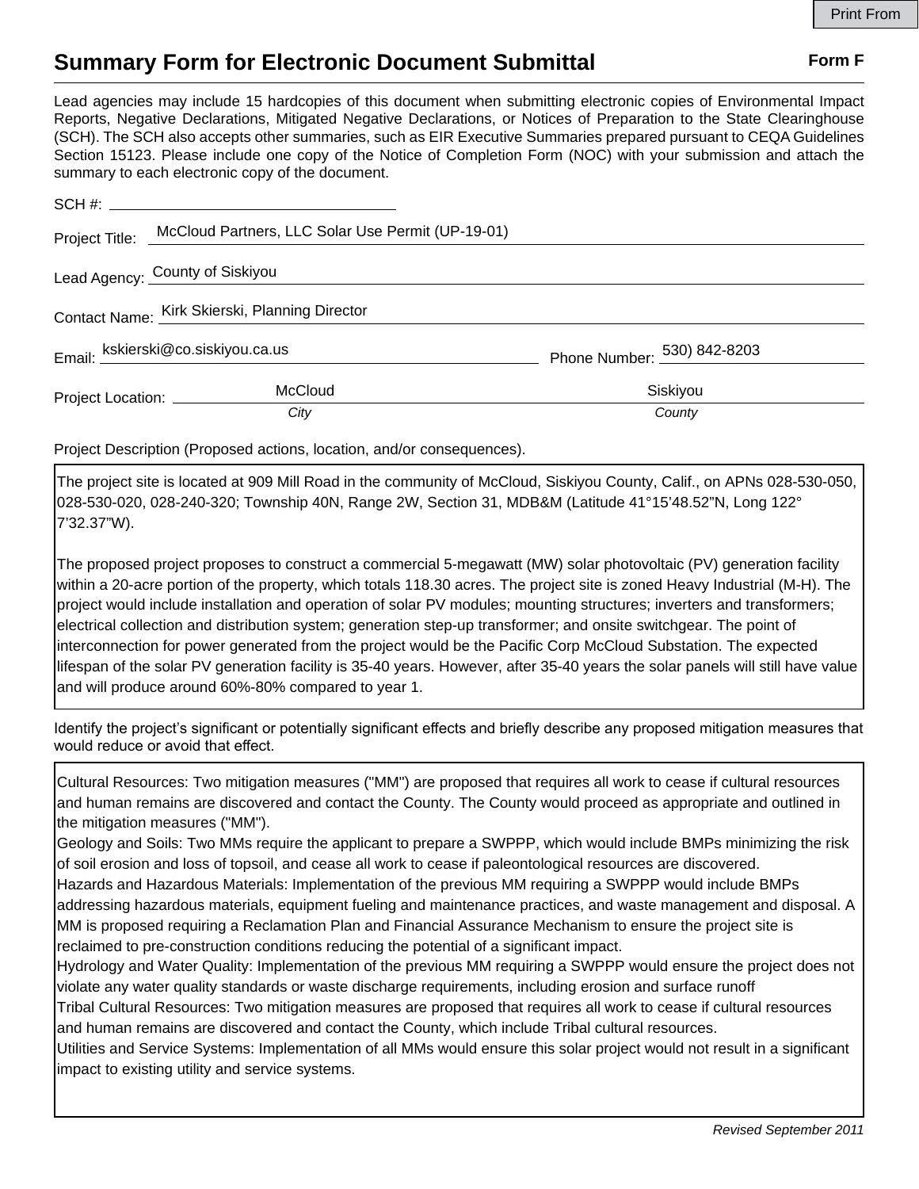Print From

# Summary Form for Electronic Document Submittal

**Form F**

Lead agencies may include 15 hardcopies of this document when submitting electronic copies of Environmental Impact Reports, Negative Declarations, Mitigated Negative Declarations, or Notices of Preparation to the State Clearinghouse (SCH). The SCH also accepts other summaries, such as EIR Executive Summaries prepared pursuant to CEQA Guidelines Section 15123. Please include one copy of the Notice of Completion Form (NOC) with your submission and attach the summary to each electronic copy of the document.

SCH #: ____________________

Project Title: McCloud Partners, LLC Solar Use Permit (UP-19-01)

Lead Agency: County of Siskiyou

Contact Name: Kirk Skierski, Planning Director

Email: kskierski@co.siskiyou.ca.us Phone Number: 530) 842-8203

Project Location: McCloud (*City*) Siskiyou (*County*)

Project Description (Proposed actions, location, and/or consequences).

The project site is located at 909 Mill Road in the community of McCloud, Siskiyou County, Calif., on APNs 028-530-050, 028-530-020, 028-240-320; Township 40N, Range 2W, Section 31, MDB&M (Latitude 41°15'48.52"N, Long 122° 7'32.37"W).

The proposed project proposes to construct a commercial 5-megawatt (MW) solar photovoltaic (PV) generation facility within a 20-acre portion of the property, which totals 118.30 acres. The project site is zoned Heavy Industrial (M-H). The project would include installation and operation of solar PV modules; mounting structures; inverters and transformers; electrical collection and distribution system; generation step-up transformer; and onsite switchgear. The point of interconnection for power generated from the project would be the Pacific Corp McCloud Substation. The expected lifespan of the solar PV generation facility is 35-40 years. However, after 35-40 years the solar panels will still have value and will produce around 60%-80% compared to year 1.

Identify the project's significant or potentially significant effects and briefly describe any proposed mitigation measures that would reduce or avoid that effect.

Cultural Resources: Two mitigation measures ("MM") are proposed that requires all work to cease if cultural resources and human remains are discovered and contact the County. The County would proceed as appropriate and outlined in the mitigation measures ("MM").
Geology and Soils: Two MMs require the applicant to prepare a SWPPP, which would include BMPs minimizing the risk of soil erosion and loss of topsoil, and cease all work to cease if paleontological resources are discovered.
Hazards and Hazardous Materials: Implementation of the previous MM requiring a SWPPP would include BMPs addressing hazardous materials, equipment fueling and maintenance practices, and waste management and disposal. A MM is proposed requiring a Reclamation Plan and Financial Assurance Mechanism to ensure the project site is reclaimed to pre-construction conditions reducing the potential of a significant impact.
Hydrology and Water Quality: Implementation of the previous MM requiring a SWPPP would ensure the project does not violate any water quality standards or waste discharge requirements, including erosion and surface runoff
Tribal Cultural Resources: Two mitigation measures are proposed that requires all work to cease if cultural resources and human remains are discovered and contact the County, which include Tribal cultural resources.
Utilities and Service Systems: Implementation of all MMs would ensure this solar project would not result in a significant impact to existing utility and service systems.

*Revised September 2011*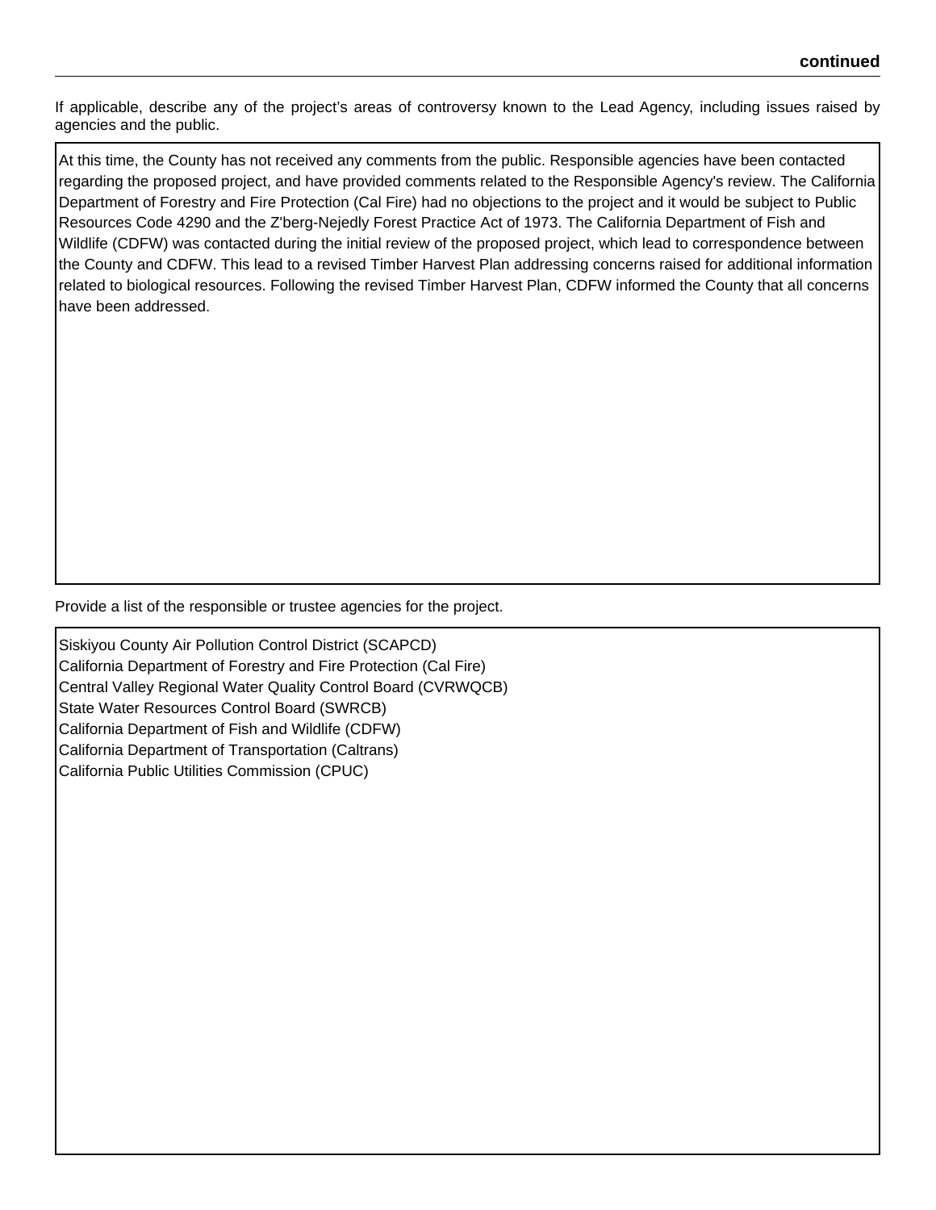**continued**

If applicable, describe any of the project's areas of controversy known to the Lead Agency, including issues raised by agencies and the public.

At this time, the County has not received any comments from the public. Responsible agencies have been contacted regarding the proposed project, and have provided comments related to the Responsible Agency's review. The California Department of Forestry and Fire Protection (Cal Fire) had no objections to the project and it would be subject to Public Resources Code 4290 and the Z'berg-Nejedly Forest Practice Act of 1973. The California Department of Fish and Wildlife (CDFW) was contacted during the initial review of the proposed project, which lead to correspondence between the County and CDFW. This lead to a revised Timber Harvest Plan addressing concerns raised for additional information related to biological resources. Following the revised Timber Harvest Plan, CDFW informed the County that all concerns have been addressed.

Provide a list of the responsible or trustee agencies for the project.

Siskiyou County Air Pollution Control District (SCAPCD)
California Department of Forestry and Fire Protection (Cal Fire)
Central Valley Regional Water Quality Control Board (CVRWQCB)
State Water Resources Control Board (SWRCB)
California Department of Fish and Wildlife (CDFW)
California Department of Transportation (Caltrans)
California Public Utilities Commission (CPUC)